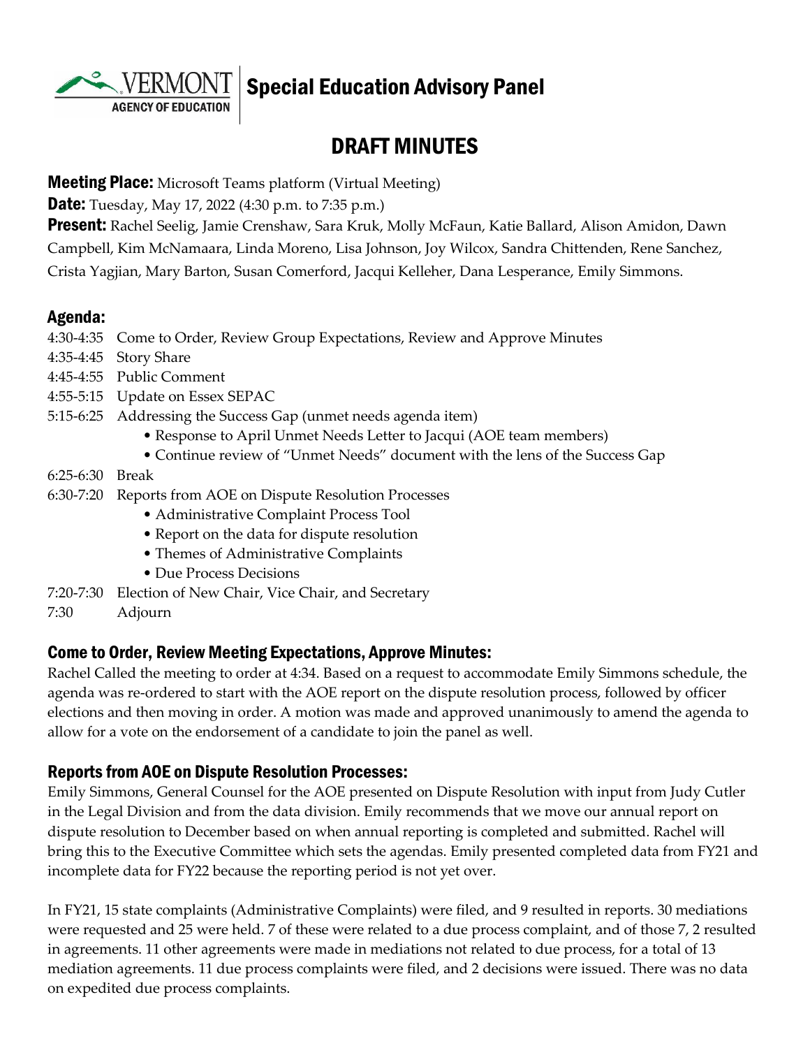# Special Education Advisory Panel

VERMONT AGENCY OF EDUCATION

## DRAFT MINUTES

**Meeting Place:** Microsoft Teams platform (Virtual Meeting)

**Date:** Tuesday, May 17, 2022 (4:30 p.m. to 7:35 p.m.)

**Present:** Rachel Seelig, Jamie Crenshaw, Sara Kruk, Molly McFaun, Katie Ballard, Alison Amidon, Dawn Campbell, Kim McNamaara, Linda Moreno, Lisa Johnson, Joy Wilcox, Sandra Chittenden, Rene Sanchez, Crista Yagjian, Mary Barton, Susan Comerford, Jacqui Kelleher, Dana Lesperance, Emily Simmons.

### Agenda:

4:30-4:35 Come to Order, Review Group Expectations, Review and Approve Minutes

4:35-4:45 Story Share

4:45-4:55 Public Comment

4:55-5:15 Update on Essex SEPAC

5:15-6:25 Addressing the Success Gap (unmet needs agenda item)

- Response to April Unmet Needs Letter to Jacqui (AOE team members)
- Continue review of "Unmet Needs" document with the lens of the Success Gap

6:25-6:30 Break

6:30-7:20 Reports from AOE on Dispute Resolution Processes

- Administrative Complaint Process Tool
- Report on the data for dispute resolution
- Themes of Administrative Complaints
- Due Process Decisions

7:20-7:30 Election of New Chair, Vice Chair, and Secretary

7:30 Adjourn

### Come to Order, Review Meeting Expectations, Approve Minutes:

Rachel Called the meeting to order at 4:34. Based on a request to accommodate Emily Simmons schedule, the agenda was re-ordered to start with the AOE report on the dispute resolution process, followed by officer elections and then moving in order. A motion was made and approved unanimously to amend the agenda to allow for a vote on the endorsement of a candidate to join the panel as well.

### Reports from AOE on Dispute Resolution Processes:

Emily Simmons, General Counsel for the AOE presented on Dispute Resolution with input from Judy Cutler in the Legal Division and from the data division. Emily recommends that we move our annual report on dispute resolution to December based on when annual reporting is completed and submitted. Rachel will bring this to the Executive Committee which sets the agendas. Emily presented completed data from FY21 and incomplete data for FY22 because the reporting period is not yet over.

In FY21, 15 state complaints (Administrative Complaints) were filed, and 9 resulted in reports. 30 mediations were requested and 25 were held. 7 of these were related to a due process complaint, and of those 7, 2 resulted in agreements. 11 other agreements were made in mediations not related to due process, for a total of 13 mediation agreements. 11 due process complaints were filed, and 2 decisions were issued. There was no data on expedited due process complaints.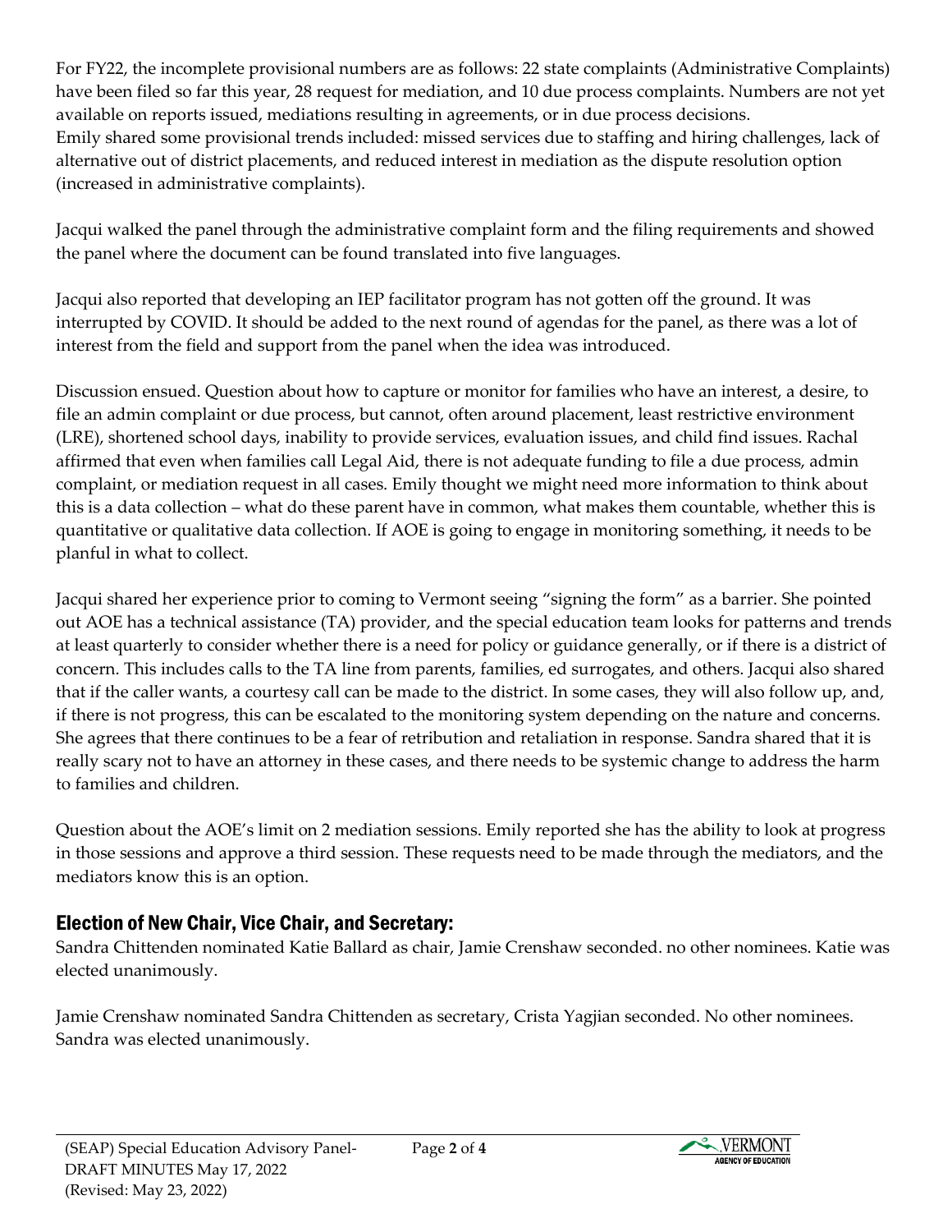For FY22, the incomplete provisional numbers are as follows: 22 state complaints (Administrative Complaints) have been filed so far this year, 28 request for mediation, and 10 due process complaints. Numbers are not yet available on reports issued, mediations resulting in agreements, or in due process decisions.
Emily shared some provisional trends included: missed services due to staffing and hiring challenges, lack of alternative out of district placements, and reduced interest in mediation as the dispute resolution option (increased in administrative complaints).

Jacqui walked the panel through the administrative complaint form and the filing requirements and showed the panel where the document can be found translated into five languages.

Jacqui also reported that developing an IEP facilitator program has not gotten off the ground. It was interrupted by COVID. It should be added to the next round of agendas for the panel, as there was a lot of interest from the field and support from the panel when the idea was introduced.

Discussion ensued. Question about how to capture or monitor for families who have an interest, a desire, to file an admin complaint or due process, but cannot, often around placement, least restrictive environment (LRE), shortened school days, inability to provide services, evaluation issues, and child find issues. Rachal affirmed that even when families call Legal Aid, there is not adequate funding to file a due process, admin complaint, or mediation request in all cases. Emily thought we might need more information to think about this is a data collection – what do these parent have in common, what makes them countable, whether this is quantitative or qualitative data collection. If AOE is going to engage in monitoring something, it needs to be planful in what to collect.

Jacqui shared her experience prior to coming to Vermont seeing "signing the form" as a barrier. She pointed out AOE has a technical assistance (TA) provider, and the special education team looks for patterns and trends at least quarterly to consider whether there is a need for policy or guidance generally, or if there is a district of concern. This includes calls to the TA line from parents, families, ed surrogates, and others. Jacqui also shared that if the caller wants, a courtesy call can be made to the district. In some cases, they will also follow up, and, if there is not progress, this can be escalated to the monitoring system depending on the nature and concerns. She agrees that there continues to be a fear of retribution and retaliation in response. Sandra shared that it is really scary not to have an attorney in these cases, and there needs to be systemic change to address the harm to families and children.

Question about the AOE's limit on 2 mediation sessions. Emily reported she has the ability to look at progress in those sessions and approve a third session. These requests need to be made through the mediators, and the mediators know this is an option.

## Election of New Chair, Vice Chair, and Secretary:

Sandra Chittenden nominated Katie Ballard as chair, Jamie Crenshaw seconded. no other nominees. Katie was elected unanimously.

Jamie Crenshaw nominated Sandra Chittenden as secretary, Crista Yagjian seconded. No other nominees. Sandra was elected unanimously.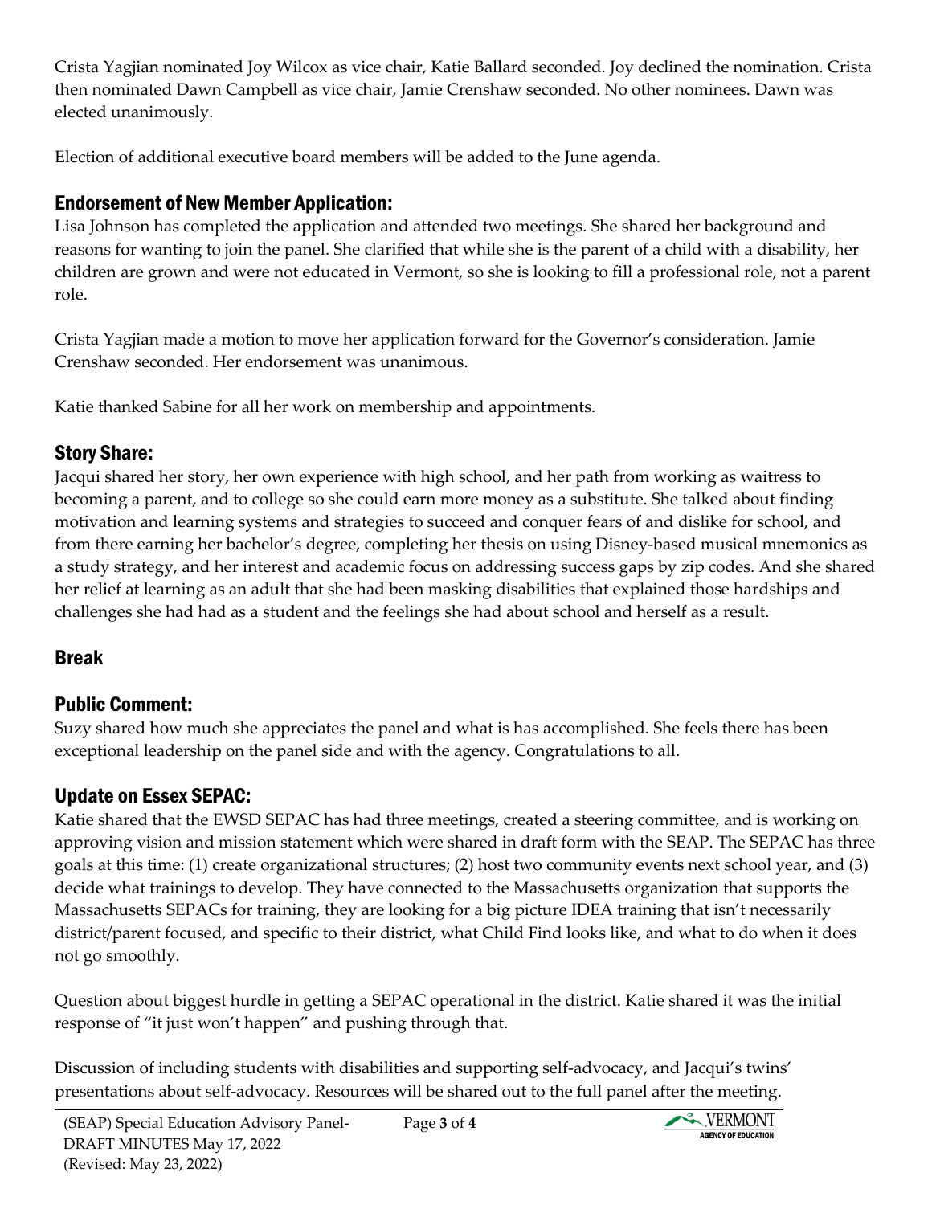Crista Yagjian nominated Joy Wilcox as vice chair, Katie Ballard seconded. Joy declined the nomination. Crista then nominated Dawn Campbell as vice chair, Jamie Crenshaw seconded. No other nominees. Dawn was elected unanimously.

Election of additional executive board members will be added to the June agenda.

## Endorsement of New Member Application:

Lisa Johnson has completed the application and attended two meetings. She shared her background and reasons for wanting to join the panel. She clarified that while she is the parent of a child with a disability, her children are grown and were not educated in Vermont, so she is looking to fill a professional role, not a parent role.

Crista Yagjian made a motion to move her application forward for the Governor's consideration. Jamie Crenshaw seconded. Her endorsement was unanimous.

Katie thanked Sabine for all her work on membership and appointments.

## Story Share:

Jacqui shared her story, her own experience with high school, and her path from working as waitress to becoming a parent, and to college so she could earn more money as a substitute. She talked about finding motivation and learning systems and strategies to succeed and conquer fears of and dislike for school, and from there earning her bachelor's degree, completing her thesis on using Disney-based musical mnemonics as a study strategy, and her interest and academic focus on addressing success gaps by zip codes. And she shared her relief at learning as an adult that she had been masking disabilities that explained those hardships and challenges she had had as a student and the feelings she had about school and herself as a result.

## Break

## Public Comment:

Suzy shared how much she appreciates the panel and what is has accomplished. She feels there has been exceptional leadership on the panel side and with the agency. Congratulations to all.

## Update on Essex SEPAC:

Katie shared that the EWSD SEPAC has had three meetings, created a steering committee, and is working on approving vision and mission statement which were shared in draft form with the SEAP. The SEPAC has three goals at this time: (1) create organizational structures; (2) host two community events next school year, and (3) decide what trainings to develop. They have connected to the Massachusetts organization that supports the Massachusetts SEPACs for training, they are looking for a big picture IDEA training that isn't necessarily district/parent focused, and specific to their district, what Child Find looks like, and what to do when it does not go smoothly.

Question about biggest hurdle in getting a SEPAC operational in the district. Katie shared it was the initial response of "it just won't happen" and pushing through that.

Discussion of including students with disabilities and supporting self-advocacy, and Jacqui's twins' presentations about self-advocacy. Resources will be shared out to the full panel after the meeting.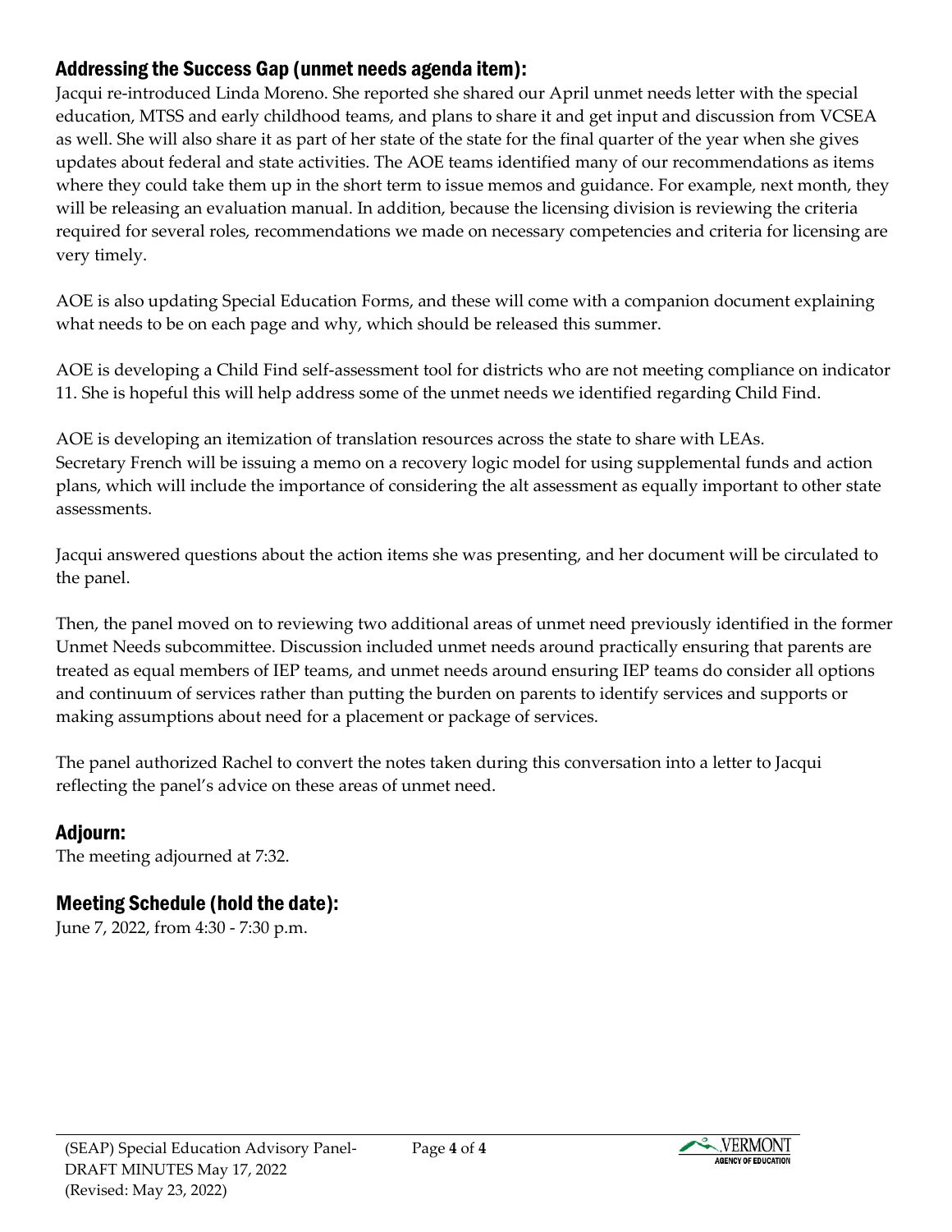## Addressing the Success Gap (unmet needs agenda item):

Jacqui re-introduced Linda Moreno. She reported she shared our April unmet needs letter with the special education, MTSS and early childhood teams, and plans to share it and get input and discussion from VCSEA as well. She will also share it as part of her state of the state for the final quarter of the year when she gives updates about federal and state activities. The AOE teams identified many of our recommendations as items where they could take them up in the short term to issue memos and guidance. For example, next month, they will be releasing an evaluation manual. In addition, because the licensing division is reviewing the criteria required for several roles, recommendations we made on necessary competencies and criteria for licensing are very timely.

AOE is also updating Special Education Forms, and these will come with a companion document explaining what needs to be on each page and why, which should be released this summer.

AOE is developing a Child Find self-assessment tool for districts who are not meeting compliance on indicator 11. She is hopeful this will help address some of the unmet needs we identified regarding Child Find.

AOE is developing an itemization of translation resources across the state to share with LEAs.
Secretary French will be issuing a memo on a recovery logic model for using supplemental funds and action plans, which will include the importance of considering the alt assessment as equally important to other state assessments.

Jacqui answered questions about the action items she was presenting, and her document will be circulated to the panel.

Then, the panel moved on to reviewing two additional areas of unmet need previously identified in the former Unmet Needs subcommittee. Discussion included unmet needs around practically ensuring that parents are treated as equal members of IEP teams, and unmet needs around ensuring IEP teams do consider all options and continuum of services rather than putting the burden on parents to identify services and supports or making assumptions about need for a placement or package of services.

The panel authorized Rachel to convert the notes taken during this conversation into a letter to Jacqui reflecting the panel's advice on these areas of unmet need.

## Adjourn:

The meeting adjourned at 7:32.

## Meeting Schedule (hold the date):

June 7, 2022, from 4:30 - 7:30 p.m.